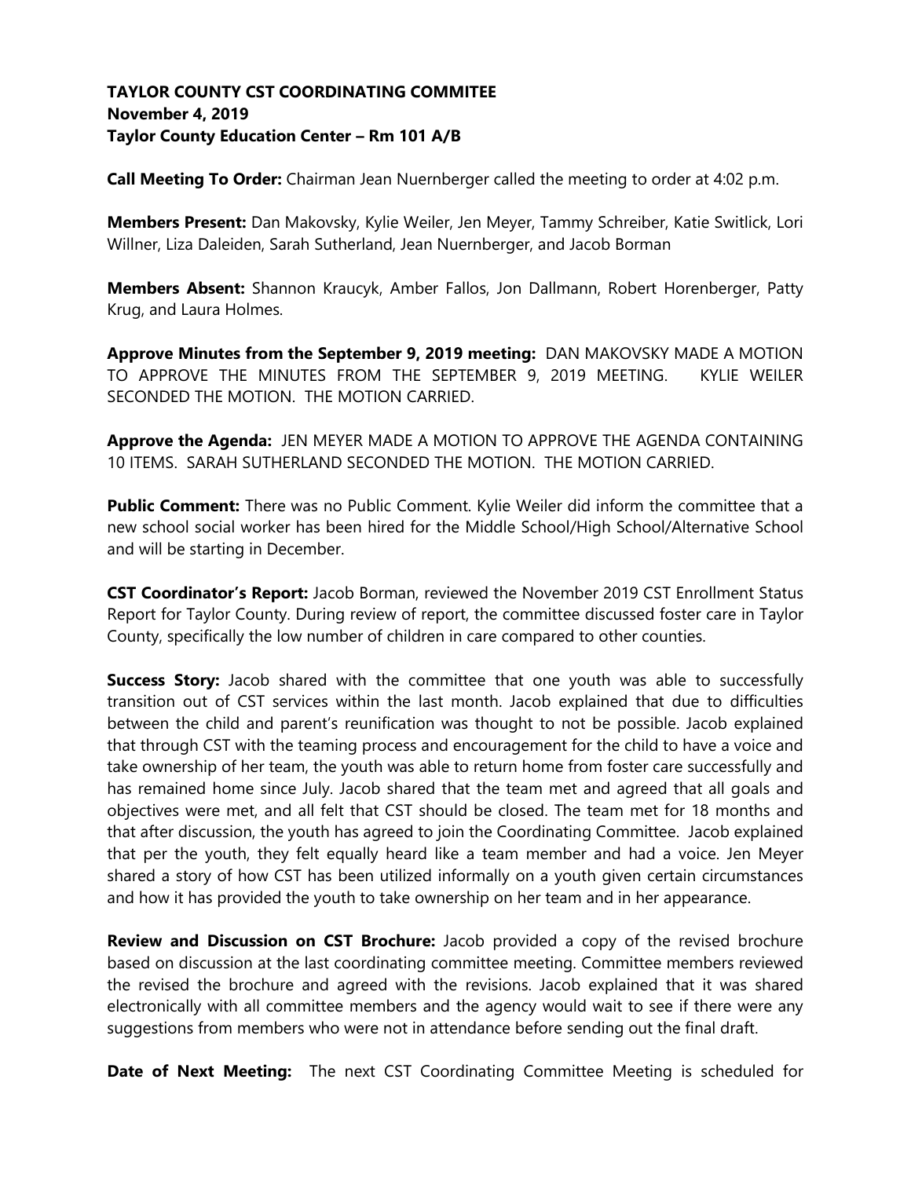**TAYLOR COUNTY CST COORDINATING COMMITEE**
**November 4, 2019**
**Taylor County Education Center – Rm 101 A/B**

**Call Meeting To Order:** Chairman Jean Nuernberger called the meeting to order at 4:02 p.m.

**Members Present:** Dan Makovsky, Kylie Weiler, Jen Meyer, Tammy Schreiber, Katie Switlick, Lori Willner, Liza Daleiden, Sarah Sutherland, Jean Nuernberger, and Jacob Borman

**Members Absent:** Shannon Kraucyk, Amber Fallos, Jon Dallmann, Robert Horenberger, Patty Krug, and Laura Holmes.

**Approve Minutes from the September 9, 2019 meeting:** DAN MAKOVSKY MADE A MOTION TO APPROVE THE MINUTES FROM THE SEPTEMBER 9, 2019 MEETING. KYLIE WEILER SECONDED THE MOTION. THE MOTION CARRIED.

**Approve the Agenda:** JEN MEYER MADE A MOTION TO APPROVE THE AGENDA CONTAINING 10 ITEMS. SARAH SUTHERLAND SECONDED THE MOTION. THE MOTION CARRIED.

**Public Comment:** There was no Public Comment. Kylie Weiler did inform the committee that a new school social worker has been hired for the Middle School/High School/Alternative School and will be starting in December.

**CST Coordinator's Report:** Jacob Borman, reviewed the November 2019 CST Enrollment Status Report for Taylor County. During review of report, the committee discussed foster care in Taylor County, specifically the low number of children in care compared to other counties.

**Success Story:** Jacob shared with the committee that one youth was able to successfully transition out of CST services within the last month. Jacob explained that due to difficulties between the child and parent's reunification was thought to not be possible. Jacob explained that through CST with the teaming process and encouragement for the child to have a voice and take ownership of her team, the youth was able to return home from foster care successfully and has remained home since July. Jacob shared that the team met and agreed that all goals and objectives were met, and all felt that CST should be closed. The team met for 18 months and that after discussion, the youth has agreed to join the Coordinating Committee. Jacob explained that per the youth, they felt equally heard like a team member and had a voice. Jen Meyer shared a story of how CST has been utilized informally on a youth given certain circumstances and how it has provided the youth to take ownership on her team and in her appearance.

**Review and Discussion on CST Brochure:** Jacob provided a copy of the revised brochure based on discussion at the last coordinating committee meeting. Committee members reviewed the revised the brochure and agreed with the revisions. Jacob explained that it was shared electronically with all committee members and the agency would wait to see if there were any suggestions from members who were not in attendance before sending out the final draft.

**Date of Next Meeting:** The next CST Coordinating Committee Meeting is scheduled for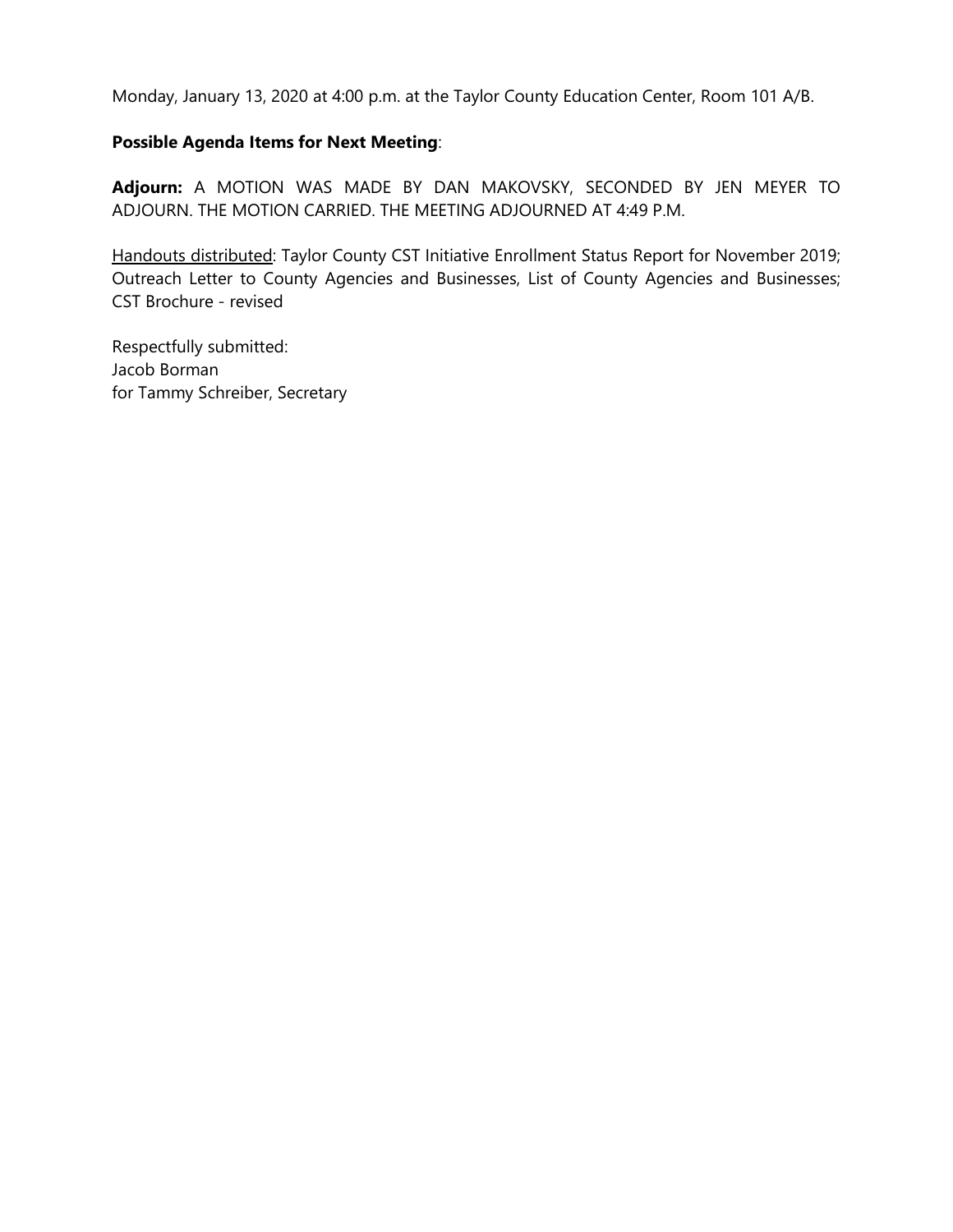Monday, January 13, 2020 at 4:00 p.m. at the Taylor County Education Center, Room 101 A/B.

**Possible Agenda Items for Next Meeting**:

**Adjourn:** A MOTION WAS MADE BY DAN MAKOVSKY, SECONDED BY JEN MEYER TO ADJOURN. THE MOTION CARRIED. THE MEETING ADJOURNED AT 4:49 P.M.

Handouts distributed: Taylor County CST Initiative Enrollment Status Report for November 2019; Outreach Letter to County Agencies and Businesses, List of County Agencies and Businesses; CST Brochure - revised

Respectfully submitted:
Jacob Borman
for Tammy Schreiber, Secretary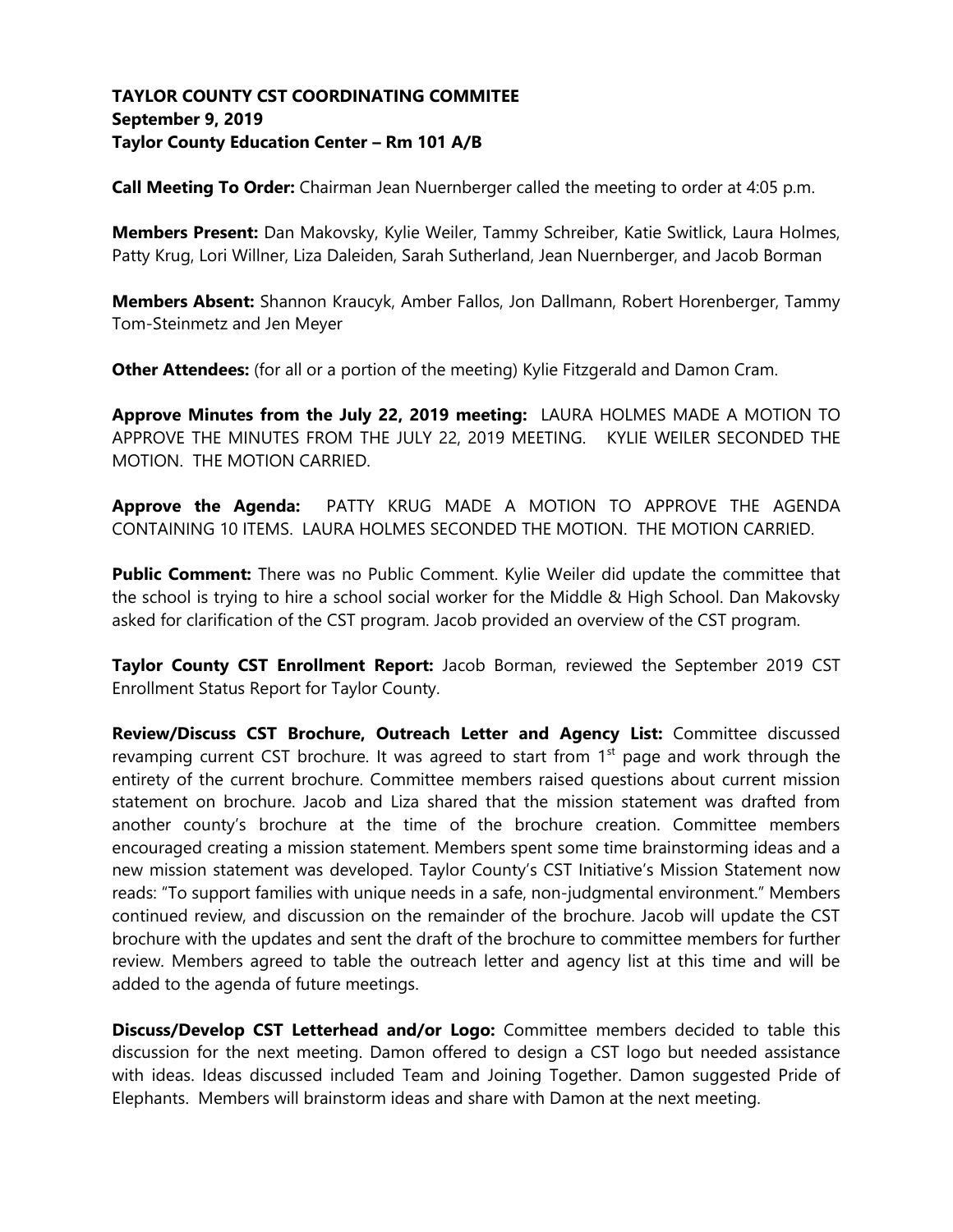**TAYLOR COUNTY CST COORDINATING COMMITEE**
**September 9, 2019**
**Taylor County Education Center – Rm 101 A/B**

**Call Meeting To Order:** Chairman Jean Nuernberger called the meeting to order at 4:05 p.m.

**Members Present:** Dan Makovsky, Kylie Weiler, Tammy Schreiber, Katie Switlick, Laura Holmes, Patty Krug, Lori Willner, Liza Daleiden, Sarah Sutherland, Jean Nuernberger, and Jacob Borman

**Members Absent:** Shannon Kraucyk, Amber Fallos, Jon Dallmann, Robert Horenberger, Tammy Tom-Steinmetz and Jen Meyer

**Other Attendees:** (for all or a portion of the meeting) Kylie Fitzgerald and Damon Cram.

**Approve Minutes from the July 22, 2019 meeting:** LAURA HOLMES MADE A MOTION TO APPROVE THE MINUTES FROM THE JULY 22, 2019 MEETING. KYLIE WEILER SECONDED THE MOTION. THE MOTION CARRIED.

**Approve the Agenda:** PATTY KRUG MADE A MOTION TO APPROVE THE AGENDA CONTAINING 10 ITEMS. LAURA HOLMES SECONDED THE MOTION. THE MOTION CARRIED.

**Public Comment:** There was no Public Comment. Kylie Weiler did update the committee that the school is trying to hire a school social worker for the Middle & High School. Dan Makovsky asked for clarification of the CST program. Jacob provided an overview of the CST program.

**Taylor County CST Enrollment Report:** Jacob Borman, reviewed the September 2019 CST Enrollment Status Report for Taylor County.

**Review/Discuss CST Brochure, Outreach Letter and Agency List:** Committee discussed revamping current CST brochure. It was agreed to start from 1st page and work through the entirety of the current brochure. Committee members raised questions about current mission statement on brochure. Jacob and Liza shared that the mission statement was drafted from another county's brochure at the time of the brochure creation. Committee members encouraged creating a mission statement. Members spent some time brainstorming ideas and a new mission statement was developed. Taylor County's CST Initiative's Mission Statement now reads: "To support families with unique needs in a safe, non-judgmental environment." Members continued review, and discussion on the remainder of the brochure. Jacob will update the CST brochure with the updates and sent the draft of the brochure to committee members for further review. Members agreed to table the outreach letter and agency list at this time and will be added to the agenda of future meetings.

**Discuss/Develop CST Letterhead and/or Logo:** Committee members decided to table this discussion for the next meeting. Damon offered to design a CST logo but needed assistance with ideas. Ideas discussed included Team and Joining Together. Damon suggested Pride of Elephants. Members will brainstorm ideas and share with Damon at the next meeting.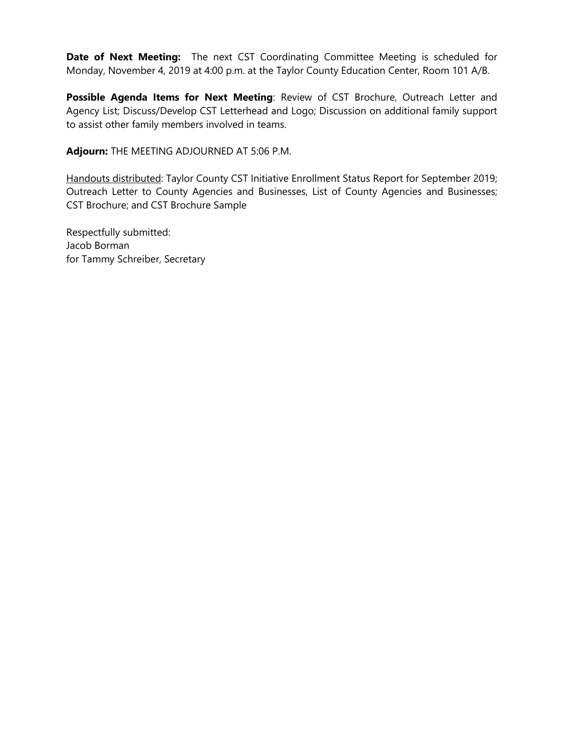**Date of Next Meeting:** The next CST Coordinating Committee Meeting is scheduled for Monday, November 4, 2019 at 4:00 p.m. at the Taylor County Education Center, Room 101 A/B.

**Possible Agenda Items for Next Meeting**: Review of CST Brochure, Outreach Letter and Agency List; Discuss/Develop CST Letterhead and Logo; Discussion on additional family support to assist other family members involved in teams.

**Adjourn:** THE MEETING ADJOURNED AT 5:06 P.M.

<u>Handouts distributed</u>: Taylor County CST Initiative Enrollment Status Report for September 2019; Outreach Letter to County Agencies and Businesses, List of County Agencies and Businesses; CST Brochure; and CST Brochure Sample

Respectfully submitted:
Jacob Borman
for Tammy Schreiber, Secretary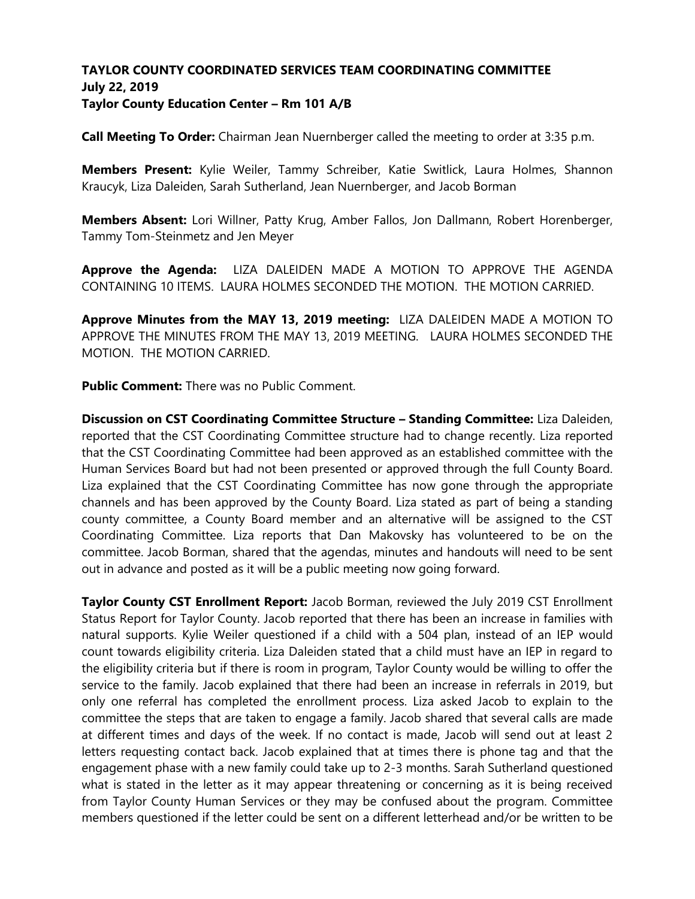**TAYLOR COUNTY COORDINATED SERVICES TEAM COORDINATING COMMITTEE**
**July 22, 2019**
**Taylor County Education Center – Rm 101 A/B**

**Call Meeting To Order:** Chairman Jean Nuernberger called the meeting to order at 3:35 p.m.

**Members Present:** Kylie Weiler, Tammy Schreiber, Katie Switlick, Laura Holmes, Shannon Kraucyk, Liza Daleiden, Sarah Sutherland, Jean Nuernberger, and Jacob Borman

**Members Absent:** Lori Willner, Patty Krug, Amber Fallos, Jon Dallmann, Robert Horenberger, Tammy Tom-Steinmetz and Jen Meyer

**Approve the Agenda:** LIZA DALEIDEN MADE A MOTION TO APPROVE THE AGENDA CONTAINING 10 ITEMS. LAURA HOLMES SECONDED THE MOTION. THE MOTION CARRIED.

**Approve Minutes from the MAY 13, 2019 meeting:** LIZA DALEIDEN MADE A MOTION TO APPROVE THE MINUTES FROM THE MAY 13, 2019 MEETING. LAURA HOLMES SECONDED THE MOTION. THE MOTION CARRIED.

**Public Comment:** There was no Public Comment.

**Discussion on CST Coordinating Committee Structure – Standing Committee:** Liza Daleiden, reported that the CST Coordinating Committee structure had to change recently. Liza reported that the CST Coordinating Committee had been approved as an established committee with the Human Services Board but had not been presented or approved through the full County Board. Liza explained that the CST Coordinating Committee has now gone through the appropriate channels and has been approved by the County Board. Liza stated as part of being a standing county committee, a County Board member and an alternative will be assigned to the CST Coordinating Committee. Liza reports that Dan Makovsky has volunteered to be on the committee. Jacob Borman, shared that the agendas, minutes and handouts will need to be sent out in advance and posted as it will be a public meeting now going forward.

**Taylor County CST Enrollment Report:** Jacob Borman, reviewed the July 2019 CST Enrollment Status Report for Taylor County. Jacob reported that there has been an increase in families with natural supports. Kylie Weiler questioned if a child with a 504 plan, instead of an IEP would count towards eligibility criteria. Liza Daleiden stated that a child must have an IEP in regard to the eligibility criteria but if there is room in program, Taylor County would be willing to offer the service to the family. Jacob explained that there had been an increase in referrals in 2019, but only one referral has completed the enrollment process. Liza asked Jacob to explain to the committee the steps that are taken to engage a family. Jacob shared that several calls are made at different times and days of the week. If no contact is made, Jacob will send out at least 2 letters requesting contact back. Jacob explained that at times there is phone tag and that the engagement phase with a new family could take up to 2-3 months. Sarah Sutherland questioned what is stated in the letter as it may appear threatening or concerning as it is being received from Taylor County Human Services or they may be confused about the program. Committee members questioned if the letter could be sent on a different letterhead and/or be written to be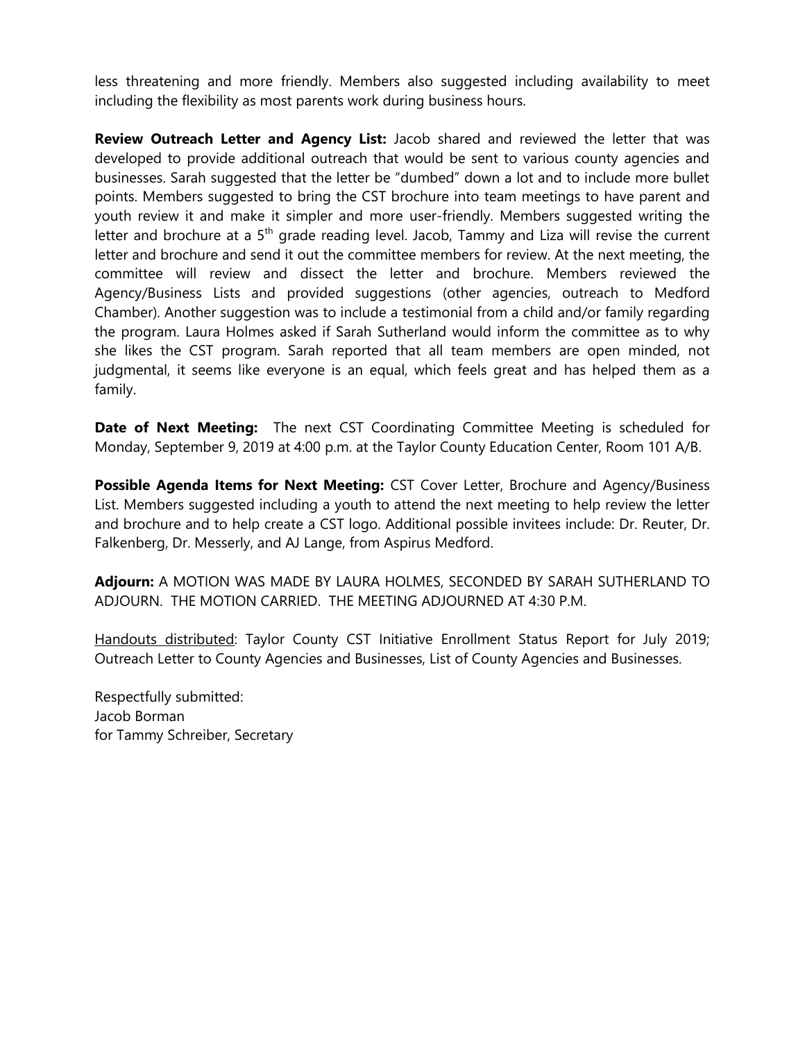less threatening and more friendly. Members also suggested including availability to meet including the flexibility as most parents work during business hours.

**Review Outreach Letter and Agency List:** Jacob shared and reviewed the letter that was developed to provide additional outreach that would be sent to various county agencies and businesses. Sarah suggested that the letter be "dumbed" down a lot and to include more bullet points. Members suggested to bring the CST brochure into team meetings to have parent and youth review it and make it simpler and more user-friendly. Members suggested writing the letter and brochure at a 5th grade reading level. Jacob, Tammy and Liza will revise the current letter and brochure and send it out the committee members for review. At the next meeting, the committee will review and dissect the letter and brochure. Members reviewed the Agency/Business Lists and provided suggestions (other agencies, outreach to Medford Chamber). Another suggestion was to include a testimonial from a child and/or family regarding the program. Laura Holmes asked if Sarah Sutherland would inform the committee as to why she likes the CST program. Sarah reported that all team members are open minded, not judgmental, it seems like everyone is an equal, which feels great and has helped them as a family.

**Date of Next Meeting:** The next CST Coordinating Committee Meeting is scheduled for Monday, September 9, 2019 at 4:00 p.m. at the Taylor County Education Center, Room 101 A/B.

**Possible Agenda Items for Next Meeting:** CST Cover Letter, Brochure and Agency/Business List. Members suggested including a youth to attend the next meeting to help review the letter and brochure and to help create a CST logo. Additional possible invitees include: Dr. Reuter, Dr. Falkenberg, Dr. Messerly, and AJ Lange, from Aspirus Medford.

**Adjourn:** A MOTION WAS MADE BY LAURA HOLMES, SECONDED BY SARAH SUTHERLAND TO ADJOURN. THE MOTION CARRIED. THE MEETING ADJOURNED AT 4:30 P.M.

Handouts distributed: Taylor County CST Initiative Enrollment Status Report for July 2019; Outreach Letter to County Agencies and Businesses, List of County Agencies and Businesses.

Respectfully submitted:
Jacob Borman
for Tammy Schreiber, Secretary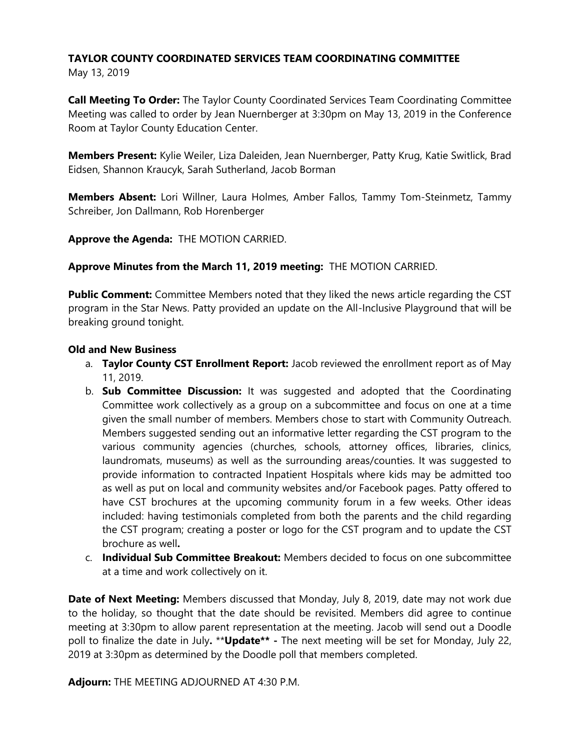**TAYLOR COUNTY COORDINATED SERVICES TEAM COORDINATING COMMITTEE**

May 13, 2019

**Call Meeting To Order:** The Taylor County Coordinated Services Team Coordinating Committee Meeting was called to order by Jean Nuernberger at 3:30pm on May 13, 2019 in the Conference Room at Taylor County Education Center.

**Members Present:** Kylie Weiler, Liza Daleiden, Jean Nuernberger, Patty Krug, Katie Switlick, Brad Eidsen, Shannon Kraucyk, Sarah Sutherland, Jacob Borman

**Members Absent:** Lori Willner, Laura Holmes, Amber Fallos, Tammy Tom-Steinmetz, Tammy Schreiber, Jon Dallmann, Rob Horenberger

**Approve the Agenda:** THE MOTION CARRIED.

**Approve Minutes from the March 11, 2019 meeting:** THE MOTION CARRIED.

**Public Comment:** Committee Members noted that they liked the news article regarding the CST program in the Star News. Patty provided an update on the All-Inclusive Playground that will be breaking ground tonight.

**Old and New Business**

a. **Taylor County CST Enrollment Report:** Jacob reviewed the enrollment report as of May 11, 2019.
b. **Sub Committee Discussion:** It was suggested and adopted that the Coordinating Committee work collectively as a group on a subcommittee and focus on one at a time given the small number of members. Members chose to start with Community Outreach. Members suggested sending out an informative letter regarding the CST program to the various community agencies (churches, schools, attorney offices, libraries, clinics, laundromats, museums) as well as the surrounding areas/counties. It was suggested to provide information to contracted Inpatient Hospitals where kids may be admitted too as well as put on local and community websites and/or Facebook pages. Patty offered to have CST brochures at the upcoming community forum in a few weeks. Other ideas included: having testimonials completed from both the parents and the child regarding the CST program; creating a poster or logo for the CST program and to update the CST brochure as well**.**
c. **Individual Sub Committee Breakout:** Members decided to focus on one subcommittee at a time and work collectively on it.

**Date of Next Meeting:** Members discussed that Monday, July 8, 2019, date may not work due to the holiday, so thought that the date should be revisited. Members did agree to continue meeting at 3:30pm to allow parent representation at the meeting. Jacob will send out a Doodle poll to finalize the date in July**.** \*\***Update\*\* -** The next meeting will be set for Monday, July 22, 2019 at 3:30pm as determined by the Doodle poll that members completed.

**Adjourn:** THE MEETING ADJOURNED AT 4:30 P.M.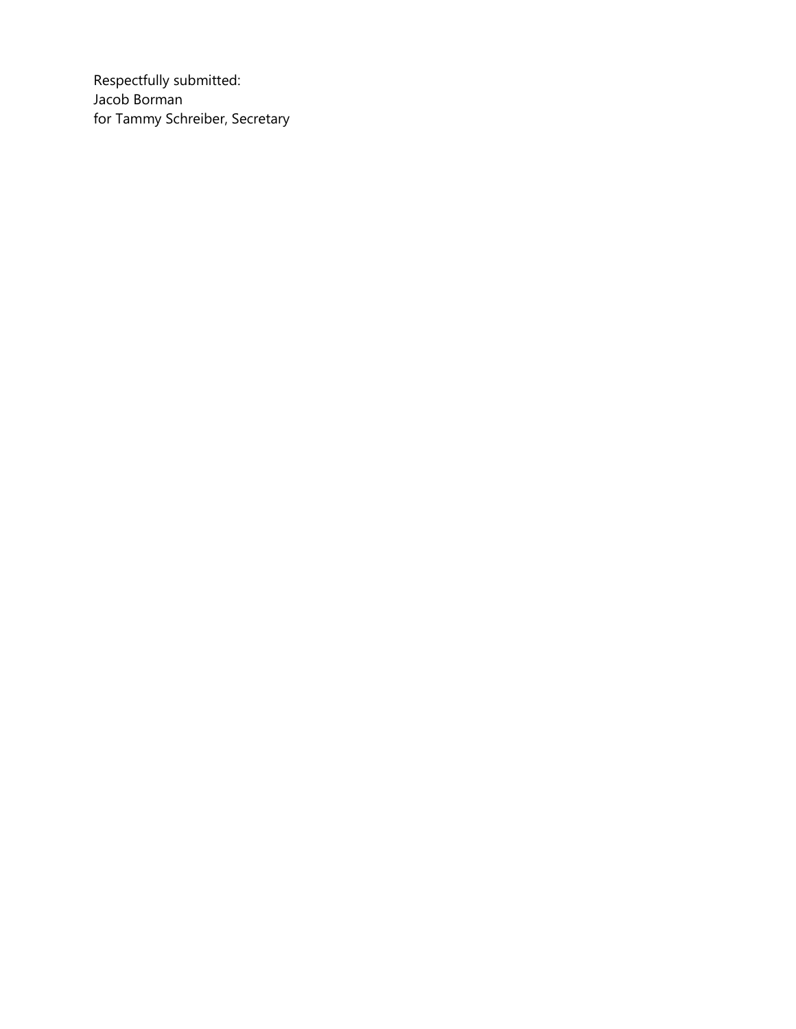Respectfully submitted:
Jacob Borman
for Tammy Schreiber, Secretary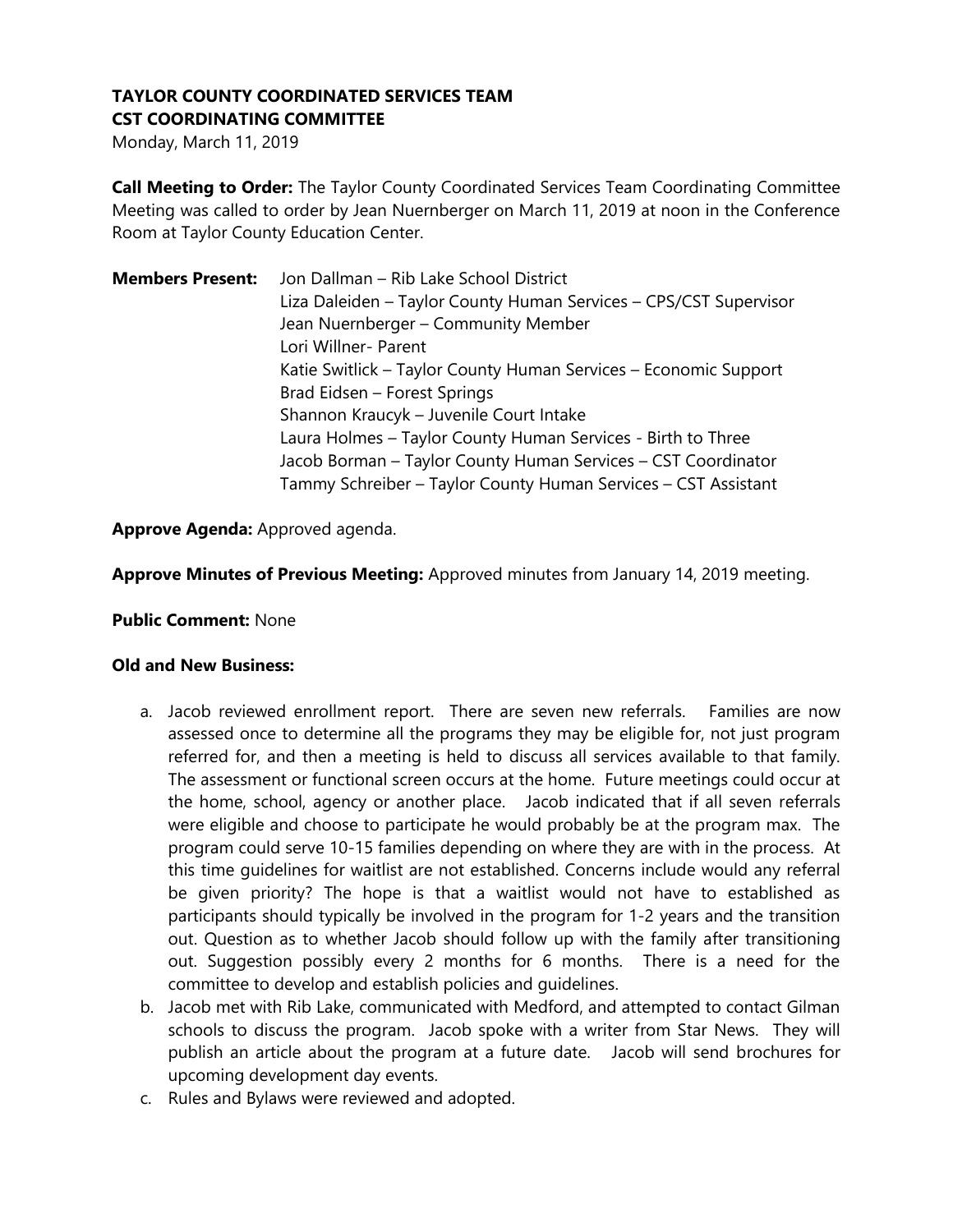**TAYLOR COUNTY COORDINATED SERVICES TEAM**
**CST COORDINATING COMMITTEE**
Monday, March 11, 2019

**Call Meeting to Order:** The Taylor County Coordinated Services Team Coordinating Committee Meeting was called to order by Jean Nuernberger on March 11, 2019 at noon in the Conference Room at Taylor County Education Center.

**Members Present:**
Jon Dallman – Rib Lake School District
Liza Daleiden – Taylor County Human Services – CPS/CST Supervisor
Jean Nuernberger – Community Member
Lori Willner- Parent
Katie Switlick – Taylor County Human Services – Economic Support
Brad Eidsen – Forest Springs
Shannon Kraucyk – Juvenile Court Intake
Laura Holmes – Taylor County Human Services - Birth to Three
Jacob Borman – Taylor County Human Services – CST Coordinator
Tammy Schreiber – Taylor County Human Services – CST Assistant

**Approve Agenda:** Approved agenda.

**Approve Minutes of Previous Meeting:** Approved minutes from January 14, 2019 meeting.

**Public Comment:** None

**Old and New Business:**

a. Jacob reviewed enrollment report. There are seven new referrals. Families are now assessed once to determine all the programs they may be eligible for, not just program referred for, and then a meeting is held to discuss all services available to that family. The assessment or functional screen occurs at the home. Future meetings could occur at the home, school, agency or another place. Jacob indicated that if all seven referrals were eligible and choose to participate he would probably be at the program max. The program could serve 10-15 families depending on where they are with in the process. At this time guidelines for waitlist are not established. Concerns include would any referral be given priority? The hope is that a waitlist would not have to established as participants should typically be involved in the program for 1-2 years and the transition out. Question as to whether Jacob should follow up with the family after transitioning out. Suggestion possibly every 2 months for 6 months. There is a need for the committee to develop and establish policies and guidelines.
b. Jacob met with Rib Lake, communicated with Medford, and attempted to contact Gilman schools to discuss the program. Jacob spoke with a writer from Star News. They will publish an article about the program at a future date. Jacob will send brochures for upcoming development day events.
c. Rules and Bylaws were reviewed and adopted.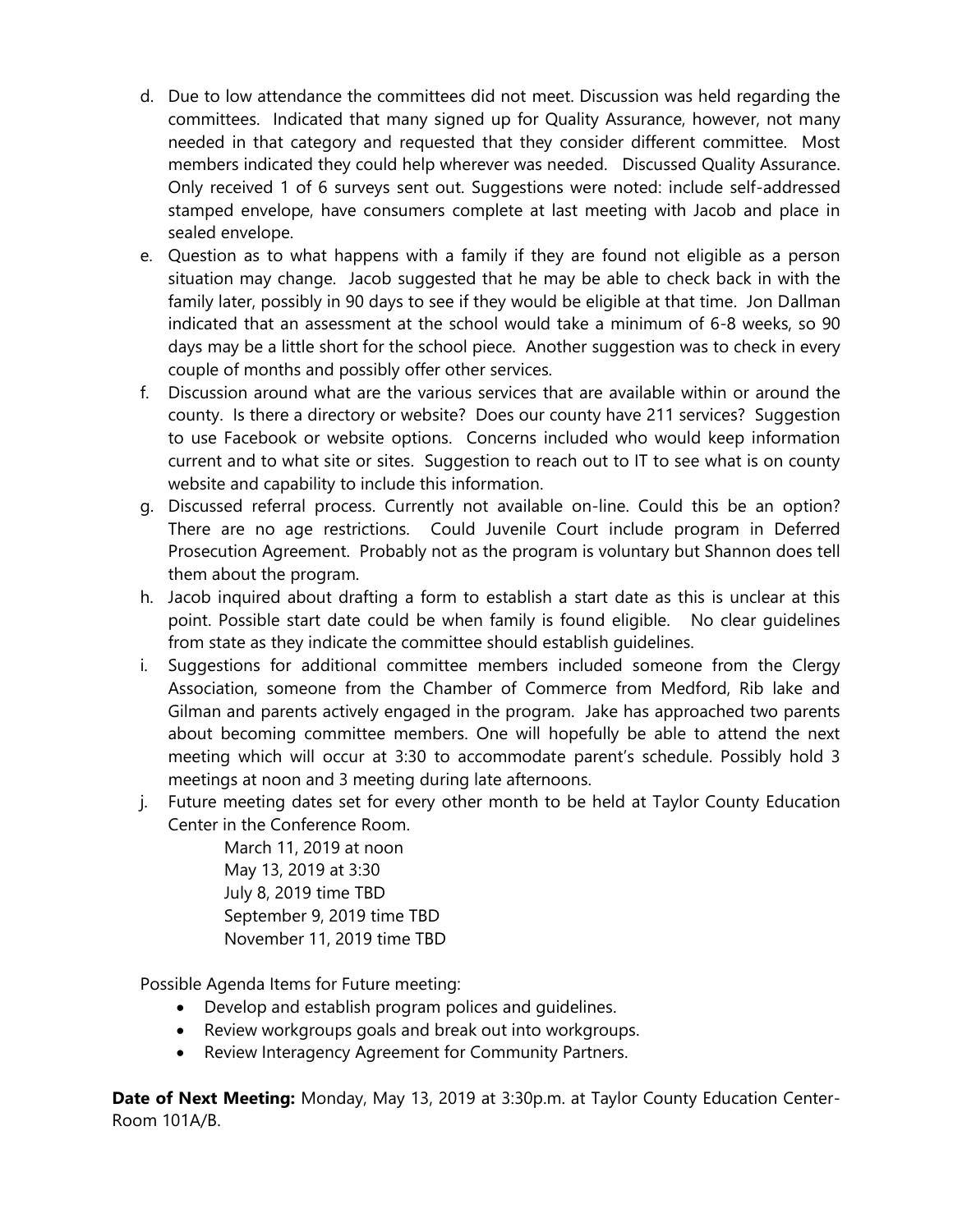d. Due to low attendance the committees did not meet. Discussion was held regarding the committees. Indicated that many signed up for Quality Assurance, however, not many needed in that category and requested that they consider different committee. Most members indicated they could help wherever was needed. Discussed Quality Assurance. Only received 1 of 6 surveys sent out. Suggestions were noted: include self-addressed stamped envelope, have consumers complete at last meeting with Jacob and place in sealed envelope.

e. Question as to what happens with a family if they are found not eligible as a person situation may change. Jacob suggested that he may be able to check back in with the family later, possibly in 90 days to see if they would be eligible at that time. Jon Dallman indicated that an assessment at the school would take a minimum of 6-8 weeks, so 90 days may be a little short for the school piece. Another suggestion was to check in every couple of months and possibly offer other services.

f. Discussion around what are the various services that are available within or around the county. Is there a directory or website? Does our county have 211 services? Suggestion to use Facebook or website options. Concerns included who would keep information current and to what site or sites. Suggestion to reach out to IT to see what is on county website and capability to include this information.

g. Discussed referral process. Currently not available on-line. Could this be an option? There are no age restrictions. Could Juvenile Court include program in Deferred Prosecution Agreement. Probably not as the program is voluntary but Shannon does tell them about the program.

h. Jacob inquired about drafting a form to establish a start date as this is unclear at this point. Possible start date could be when family is found eligible. No clear guidelines from state as they indicate the committee should establish guidelines.

i. Suggestions for additional committee members included someone from the Clergy Association, someone from the Chamber of Commerce from Medford, Rib lake and Gilman and parents actively engaged in the program. Jake has approached two parents about becoming committee members. One will hopefully be able to attend the next meeting which will occur at 3:30 to accommodate parent's schedule. Possibly hold 3 meetings at noon and 3 meeting during late afternoons.

j. Future meeting dates set for every other month to be held at Taylor County Education Center in the Conference Room.

   March 11, 2019 at noon
   May 13, 2019 at 3:30
   July 8, 2019 time TBD
   September 9, 2019 time TBD
   November 11, 2019 time TBD

Possible Agenda Items for Future meeting:

- Develop and establish program polices and guidelines.
- Review workgroups goals and break out into workgroups.
- Review Interagency Agreement for Community Partners.

**Date of Next Meeting:** Monday, May 13, 2019 at 3:30p.m. at Taylor County Education Center-Room 101A/B.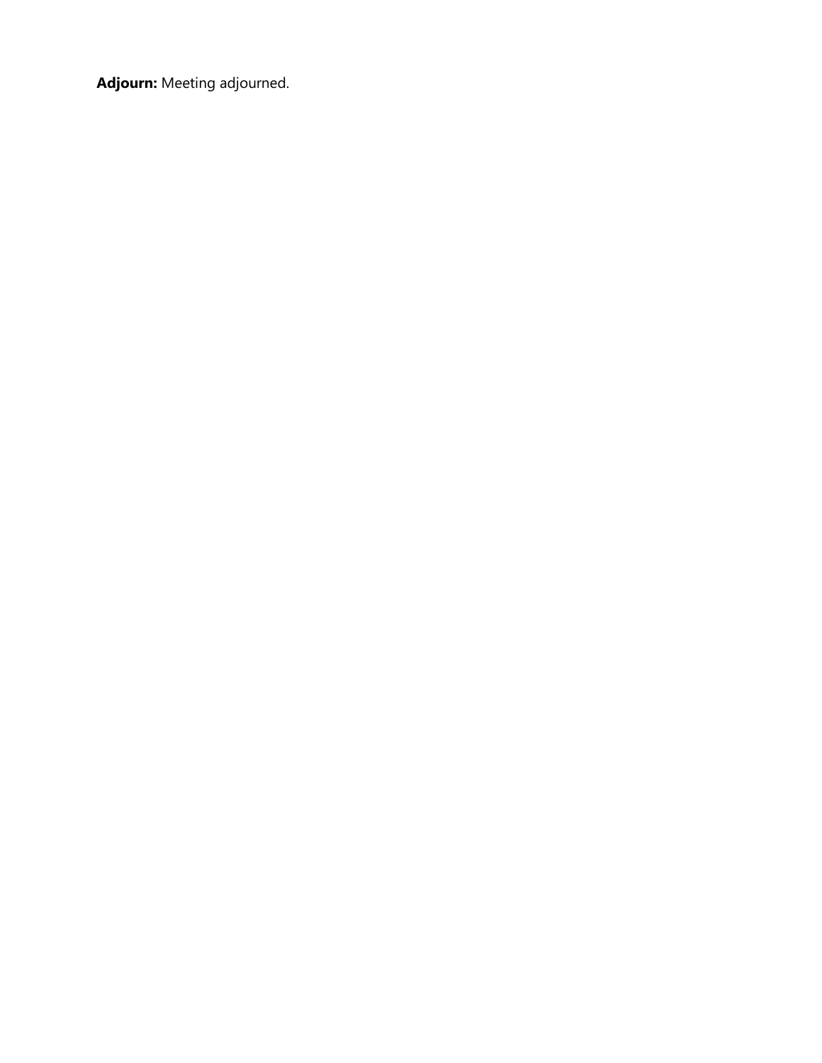**Adjourn:** Meeting adjourned.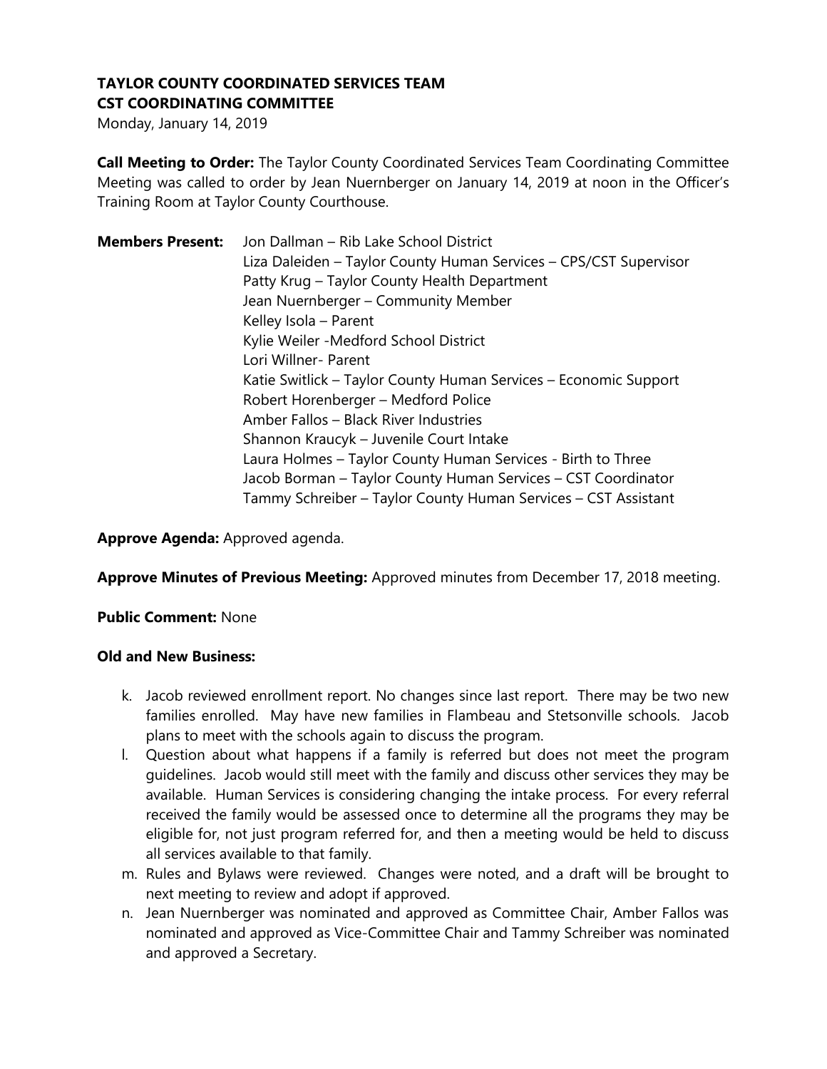**TAYLOR COUNTY COORDINATED SERVICES TEAM**
**CST COORDINATING COMMITTEE**

Monday, January 14, 2019

**Call Meeting to Order:** The Taylor County Coordinated Services Team Coordinating Committee Meeting was called to order by Jean Nuernberger on January 14, 2019 at noon in the Officer's Training Room at Taylor County Courthouse.

**Members Present:**
Jon Dallman – Rib Lake School District
Liza Daleiden – Taylor County Human Services – CPS/CST Supervisor
Patty Krug – Taylor County Health Department
Jean Nuernberger – Community Member
Kelley Isola – Parent
Kylie Weiler -Medford School District
Lori Willner- Parent
Katie Switlick – Taylor County Human Services – Economic Support
Robert Horenberger – Medford Police
Amber Fallos – Black River Industries
Shannon Kraucyk – Juvenile Court Intake
Laura Holmes – Taylor County Human Services - Birth to Three
Jacob Borman – Taylor County Human Services – CST Coordinator
Tammy Schreiber – Taylor County Human Services – CST Assistant

**Approve Agenda:** Approved agenda.

**Approve Minutes of Previous Meeting:** Approved minutes from December 17, 2018 meeting.

**Public Comment:** None

**Old and New Business:**

k. Jacob reviewed enrollment report. No changes since last report. There may be two new families enrolled. May have new families in Flambeau and Stetsonville schools. Jacob plans to meet with the schools again to discuss the program.
l. Question about what happens if a family is referred but does not meet the program guidelines. Jacob would still meet with the family and discuss other services they may be available. Human Services is considering changing the intake process. For every referral received the family would be assessed once to determine all the programs they may be eligible for, not just program referred for, and then a meeting would be held to discuss all services available to that family.
m. Rules and Bylaws were reviewed. Changes were noted, and a draft will be brought to next meeting to review and adopt if approved.
n. Jean Nuernberger was nominated and approved as Committee Chair, Amber Fallos was nominated and approved as Vice-Committee Chair and Tammy Schreiber was nominated and approved a Secretary.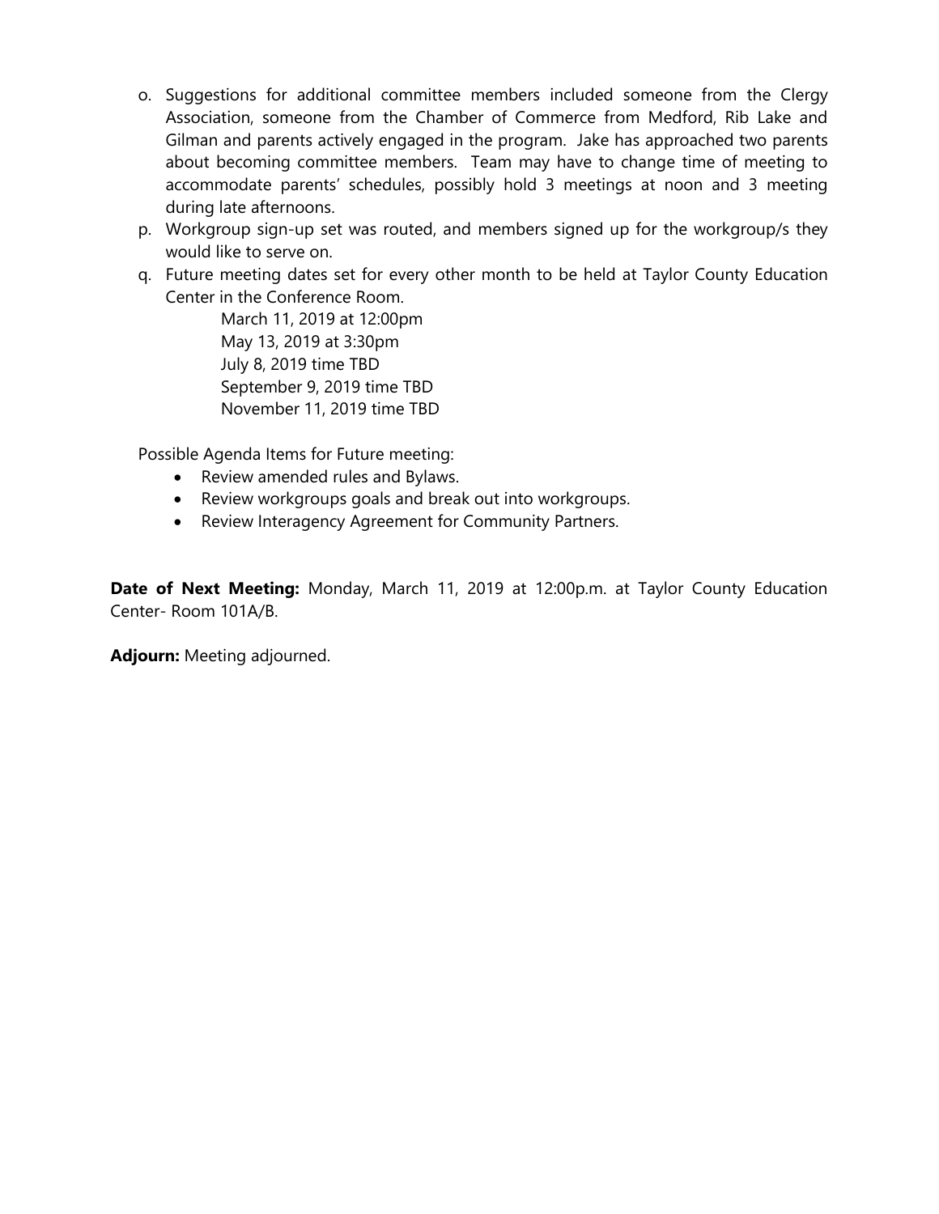o. Suggestions for additional committee members included someone from the Clergy Association, someone from the Chamber of Commerce from Medford, Rib Lake and Gilman and parents actively engaged in the program. Jake has approached two parents about becoming committee members. Team may have to change time of meeting to accommodate parents' schedules, possibly hold 3 meetings at noon and 3 meeting during late afternoons.

p. Workgroup sign-up set was routed, and members signed up for the workgroup/s they would like to serve on.

q. Future meeting dates set for every other month to be held at Taylor County Education Center in the Conference Room.

  March 11, 2019 at 12:00pm
  May 13, 2019 at 3:30pm
  July 8, 2019 time TBD
  September 9, 2019 time TBD
  November 11, 2019 time TBD

Possible Agenda Items for Future meeting:

- Review amended rules and Bylaws.
- Review workgroups goals and break out into workgroups.
- Review Interagency Agreement for Community Partners.

**Date of Next Meeting:** Monday, March 11, 2019 at 12:00p.m. at Taylor County Education Center- Room 101A/B.

**Adjourn:** Meeting adjourned.